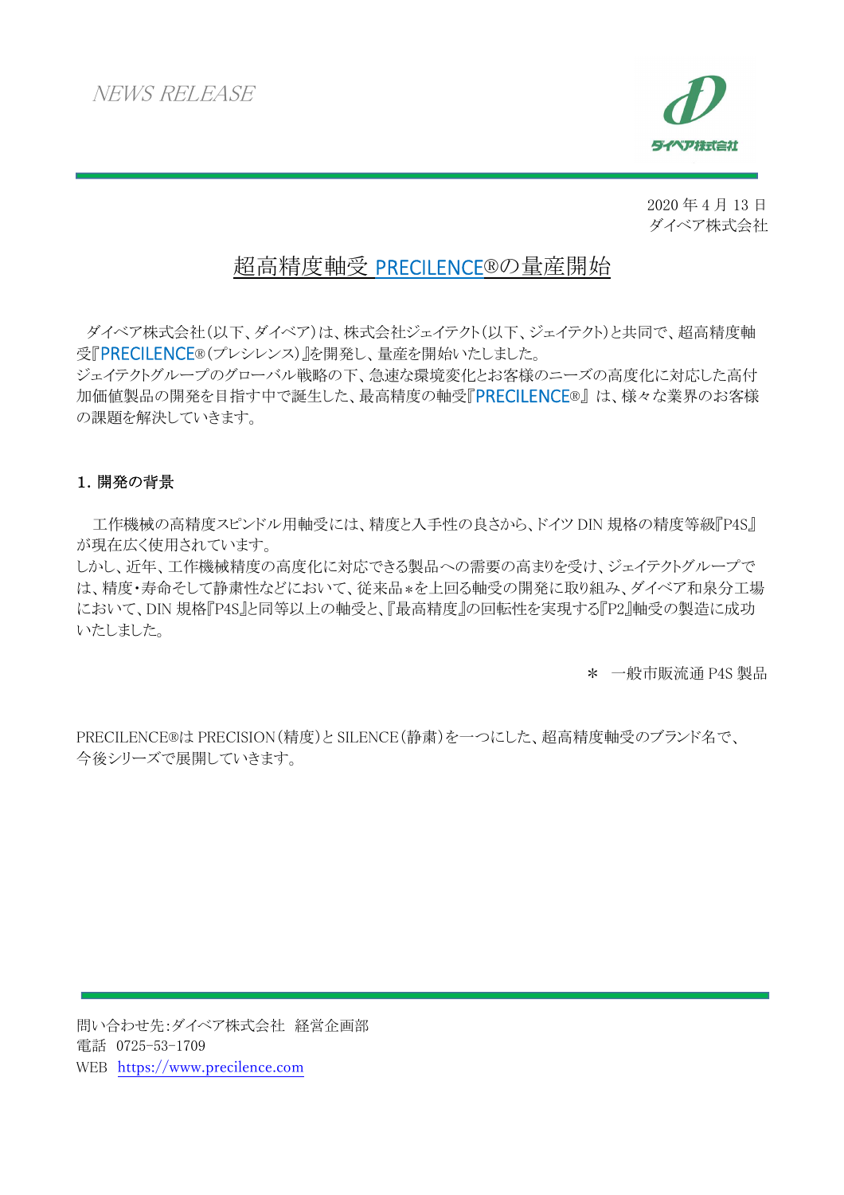NEWS RELEASE

ダイベア株式会社

2020 年 4 月 13 日
ダイベア株式会社

# 超高精度軸受 PRECILENCE®の量産開始

ダイベア株式会社(以下、ダイベア)は、株式会社ジェイテクト(以下、ジェイテクト)と共同で、超高精度軸受『PRECILENCE®(プレシレンス)』を開発し、量産を開始いたしました。
ジェイテクトグループのグローバル戦略の下、急速な環境変化とお客様のニーズの高度化に対応した高付加価値製品の開発を目指す中で誕生した、最高精度の軸受『PRECILENCE®』は、様々な業界のお客様の課題を解決していきます。

**1. 開発の背景**

工作機械の高精度スピンドル用軸受には、精度と入手性の良さから、ドイツ DIN 規格の精度等級『P4S』が現在広く使用されています。
しかし、近年、工作機械精度の高度化に対応できる製品への需要の高まりを受け、ジェイテクトグループでは、精度・寿命そして静粛性などにおいて、従来品＊を上回る軸受の開発に取り組み、ダイベア和泉分工場において、DIN 規格『P4S』と同等以上の軸受と、『最高精度』の回転性を実現する『P2』軸受の製造に成功いたしました。

＊ 一般市販流通 P4S 製品

PRECILENCE®は PRECISION(精度)と SILENCE(静粛)を一つにした、超高精度軸受のブランド名で、今後シリーズで展開していきます。

問い合わせ先:ダイベア株式会社 経営企画部
電話 0725-53-1709
WEB https://www.precilence.com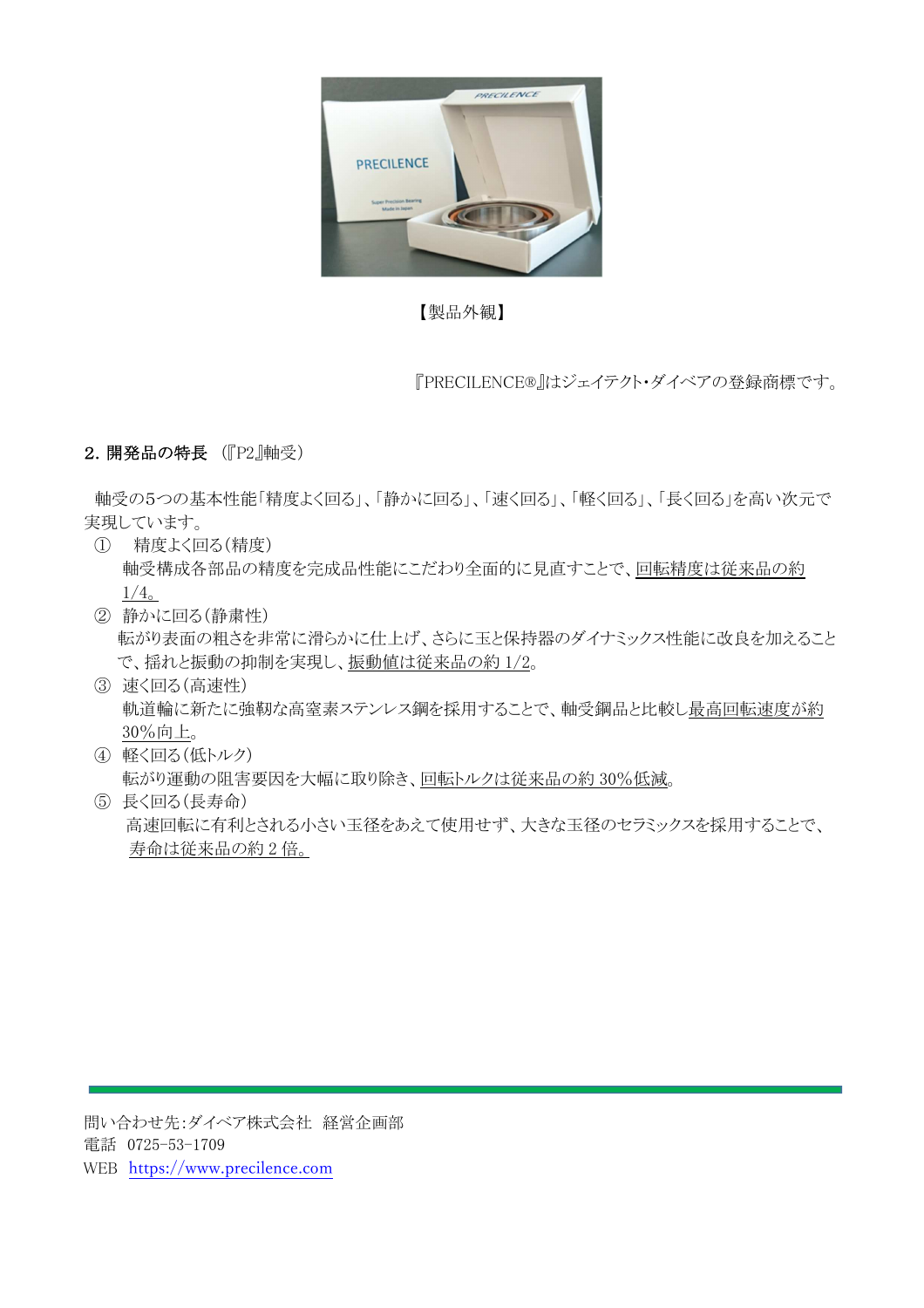【製品外観】

『PRECILENCE®』はジェイテクト・ダイベアの登録商標です。

**2. 開発品の特長** (『P2』軸受)

軸受の5つの基本性能「精度よく回る」、「静かに回る」、「速く回る」、「軽く回る」、「長く回る」を高い次元で実現しています。

① 精度よく回る(精度)
軸受構成各部品の精度を完成品性能にこだわり全面的に見直すことで、回転精度は従来品の約1/4。

② 静かに回る(静粛性)
転がり表面の粗さを非常に滑らかに仕上げ、さらに玉と保持器のダイナミックス性能に改良を加えることで、揺れと振動の抑制を実現し、振動値は従来品の約 1/2。

③ 速く回る(高速性)
軌道輪に新たに強靭な高窒素ステンレス鋼を採用することで、軸受鋼品と比較し最高回転速度が約30%向上。

④ 軽く回る(低トルク)
転がり運動の阻害要因を大幅に取り除き、回転トルクは従来品の約 30%低減。

⑤ 長く回る(長寿命)
高速回転に有利とされる小さい玉径をあえて使用せず、大きな玉径のセラミックスを採用することで、寿命は従来品の約 2 倍。

問い合わせ先:ダイベア株式会社 経営企画部
電話 0725-53-1709
WEB https://www.precilence.com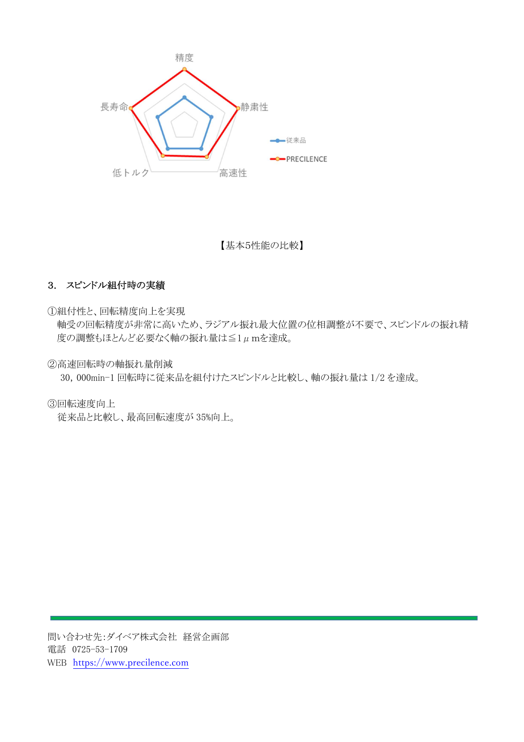精度

長寿命　静粛性

低トルク　高速性

従来品
PRECILENCE

【基本5性能の比較】

## 3. スピンドル組付時の実績

①組付性と、回転精度向上を実現

軸受の回転精度が非常に高いため、ラジアル振れ最大位置の位相調整が不要で、スピンドルの振れ精度の調整もほとんど必要なく軸の振れ量は≦1μmを達成。

②高速回転時の軸振れ量削減

30,000min-1 回転時に従来品を組付けたスピンドルと比較し、軸の振れ量は 1/2 を達成。

③回転速度向上

従来品と比較し、最高回転速度が 35%向上。

問い合わせ先:ダイベア株式会社　経営企画部

電話　0725-53-1709

WEB　https://www.precilence.com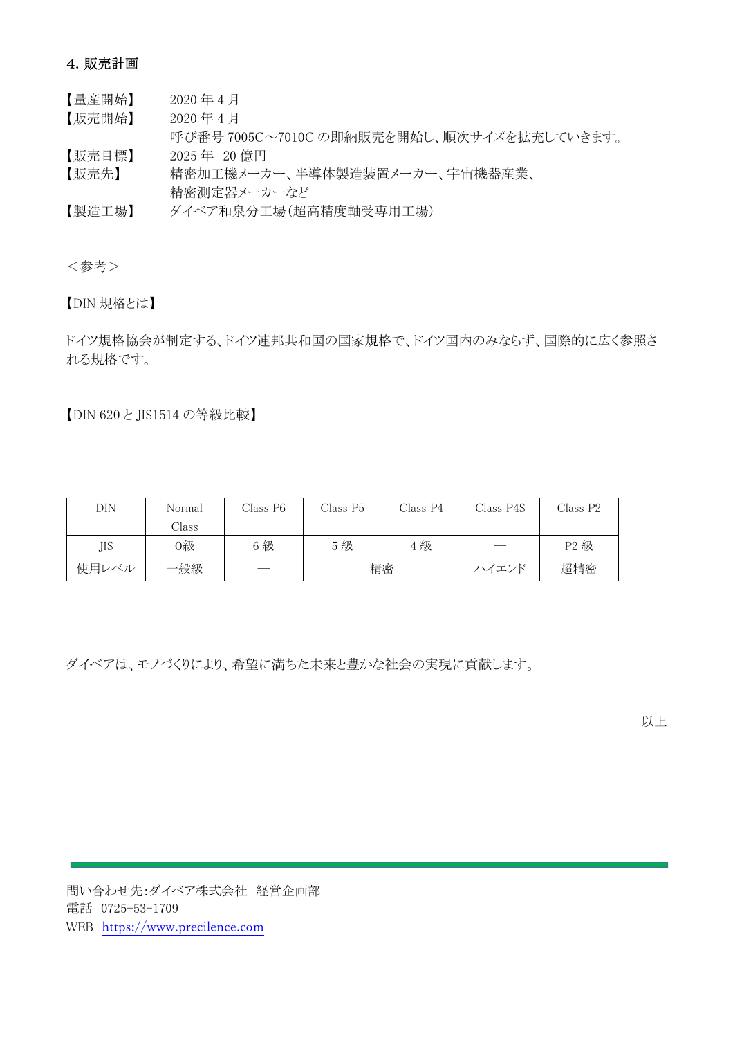## 4. 販売計画

【量産開始】　2020 年 4 月
【販売開始】　2020 年 4 月
　　　　　　　呼び番号 7005C～7010C の即納販売を開始し、順次サイズを拡充していきます。
【販売目標】　2025 年　20 億円
【販売先】　　精密加工機メーカー、半導体製造装置メーカー、宇宙機器産業、
　　　　　　　精密測定器メーカーなど
【製造工場】　ダイベア和泉分工場（超高精度軸受専用工場）

＜参考＞

【DIN 規格とは】

ドイツ規格協会が制定する、ドイツ連邦共和国の国家規格で、ドイツ国内のみならず、国際的に広く参照される規格です。

【DIN 620 と JIS1514 の等級比較】

| DIN | Normal Class | Class P6 | Class P5 | Class P4 | Class P4S | Class P2 |
|---|---|---|---|---|---|---|
| JIS | 0級 | 6 級 | 5 級 | 4 級 | ― | P2 級 |
| 使用レベル | 一般級 | ― | 精密 | | ハイエンド | 超精密 |

ダイベアは、モノづくりにより、希望に満ちた未来と豊かな社会の実現に貢献します。

以上

問い合わせ先：ダイベア株式会社　経営企画部
電話　0725-53-1709
WEB　https://www.precilence.com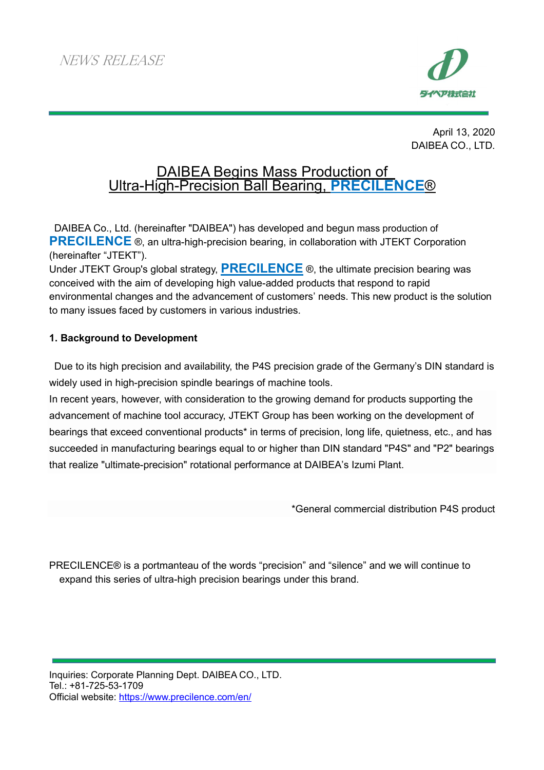*NEWS RELEASE*

ダイベア株式会社

April 13, 2020
DAIBEA CO., LTD.

# DAIBEA Begins Mass Production of Ultra-High-Precision Ball Bearing, **PRECILENCE**®

DAIBEA Co., Ltd. (hereinafter "DAIBEA") has developed and begun mass production of **PRECILENCE** ®, an ultra-high-precision bearing, in collaboration with JTEKT Corporation (hereinafter "JTEKT").
Under JTEKT Group's global strategy, **PRECILENCE** ®, the ultimate precision bearing was conceived with the aim of developing high value-added products that respond to rapid environmental changes and the advancement of customers' needs. This new product is the solution to many issues faced by customers in various industries.

**1. Background to Development**

Due to its high precision and availability, the P4S precision grade of the Germany's DIN standard is widely used in high-precision spindle bearings of machine tools.
In recent years, however, with consideration to the growing demand for products supporting the advancement of machine tool accuracy, JTEKT Group has been working on the development of bearings that exceed conventional products* in terms of precision, long life, quietness, etc., and has succeeded in manufacturing bearings equal to or higher than DIN standard "P4S" and "P2" bearings that realize "ultimate-precision" rotational performance at DAIBEA's Izumi Plant.

*General commercial distribution P4S product

PRECILENCE® is a portmanteau of the words "precision" and "silence" and we will continue to expand this series of ultra-high precision bearings under this brand.

Inquiries: Corporate Planning Dept. DAIBEA CO., LTD.
Tel.: +81-725-53-1709
Official website: https://www.precilence.com/en/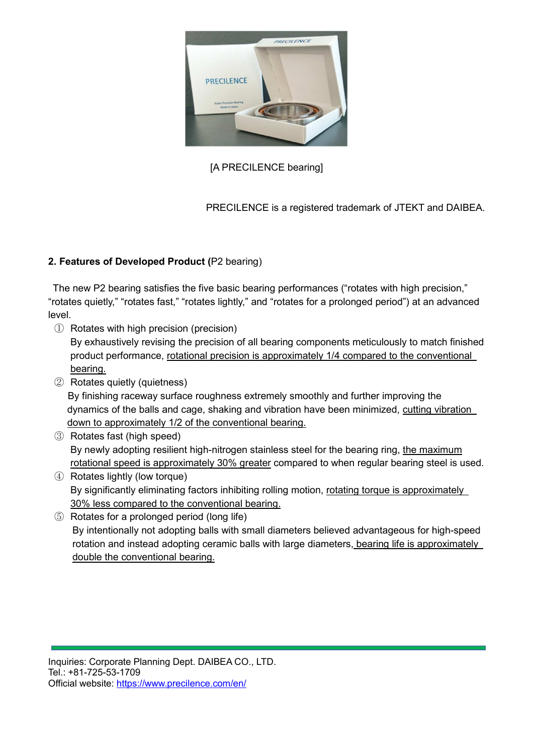[A PRECILENCE bearing]

PRECILENCE is a registered trademark of JTEKT and DAIBEA.

## 2. Features of Developed Product (P2 bearing)

The new P2 bearing satisfies the five basic bearing performances (“rotates with high precision,” “rotates quietly,” “rotates fast,” “rotates lightly,” and “rotates for a prolonged period”) at an advanced level.

① Rotates with high precision (precision)
By exhaustively revising the precision of all bearing components meticulously to match finished product performance, rotational precision is approximately 1/4 compared to the conventional bearing.

② Rotates quietly (quietness)
By finishing raceway surface roughness extremely smoothly and further improving the dynamics of the balls and cage, shaking and vibration have been minimized, cutting vibration down to approximately 1/2 of the conventional bearing.

③ Rotates fast (high speed)
By newly adopting resilient high-nitrogen stainless steel for the bearing ring, the maximum rotational speed is approximately 30% greater compared to when regular bearing steel is used.

④ Rotates lightly (low torque)
By significantly eliminating factors inhibiting rolling motion, rotating torque is approximately 30% less compared to the conventional bearing.

⑤ Rotates for a prolonged period (long life)
By intentionally not adopting balls with small diameters believed advantageous for high-speed rotation and instead adopting ceramic balls with large diameters, bearing life is approximately double the conventional bearing.

---

Inquiries: Corporate Planning Dept. DAIBEA CO., LTD.
Tel.: +81-725-53-1709
Official website: https://www.precilence.com/en/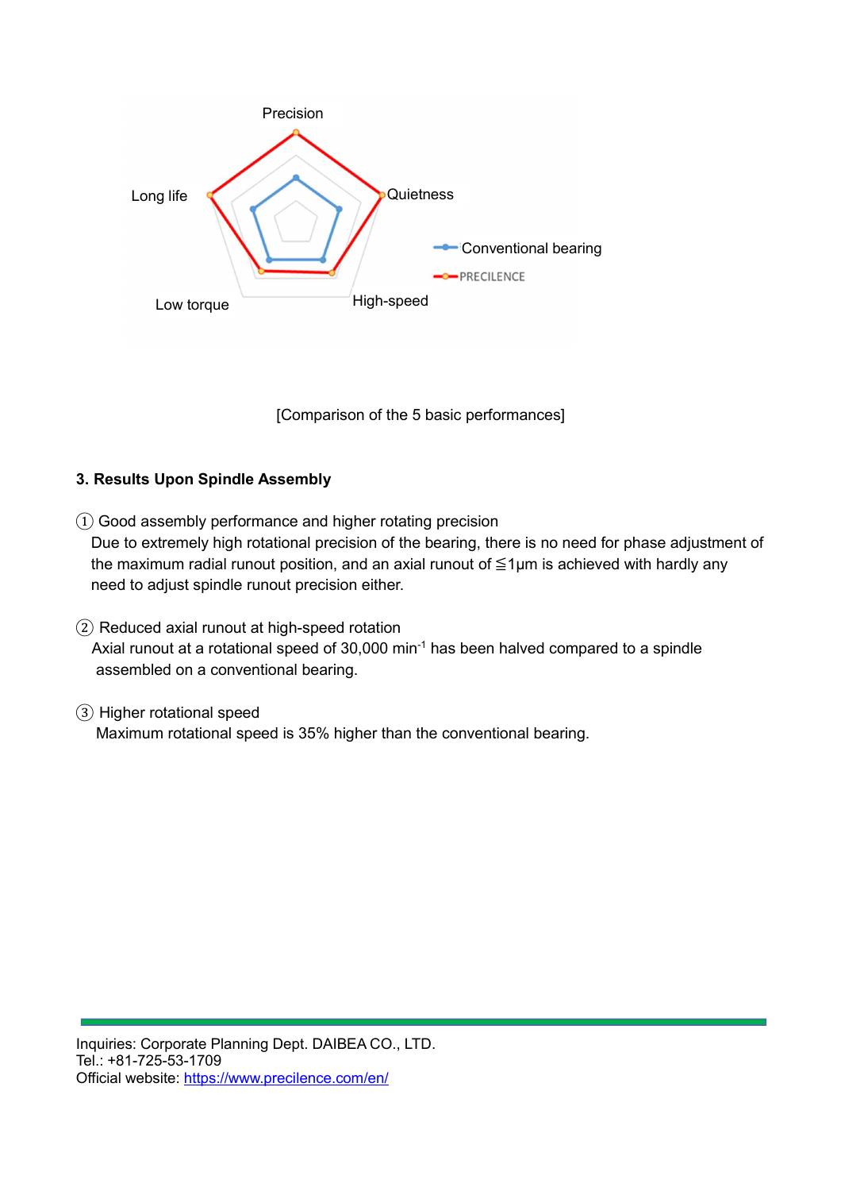Precision

Quietness

High-speed

Low torque

Long life

Conventional bearing

PRECILENCE

[Comparison of the 5 basic performances]

### 3. Results Upon Spindle Assembly

① Good assembly performance and higher rotating precision
Due to extremely high rotational precision of the bearing, there is no need for phase adjustment of the maximum radial runout position, and an axial runout of ≦1μm is achieved with hardly any need to adjust spindle runout precision either.

② Reduced axial runout at high-speed rotation
Axial runout at a rotational speed of 30,000 $min^{-1}$ has been halved compared to a spindle assembled on a conventional bearing.

③ Higher rotational speed
Maximum rotational speed is 35% higher than the conventional bearing.

Inquiries: Corporate Planning Dept. DAIBEA CO., LTD.
Tel.: +81-725-53-1709
Official website: [https://www.precilence.com/en/](https://www.precilence.com/en/)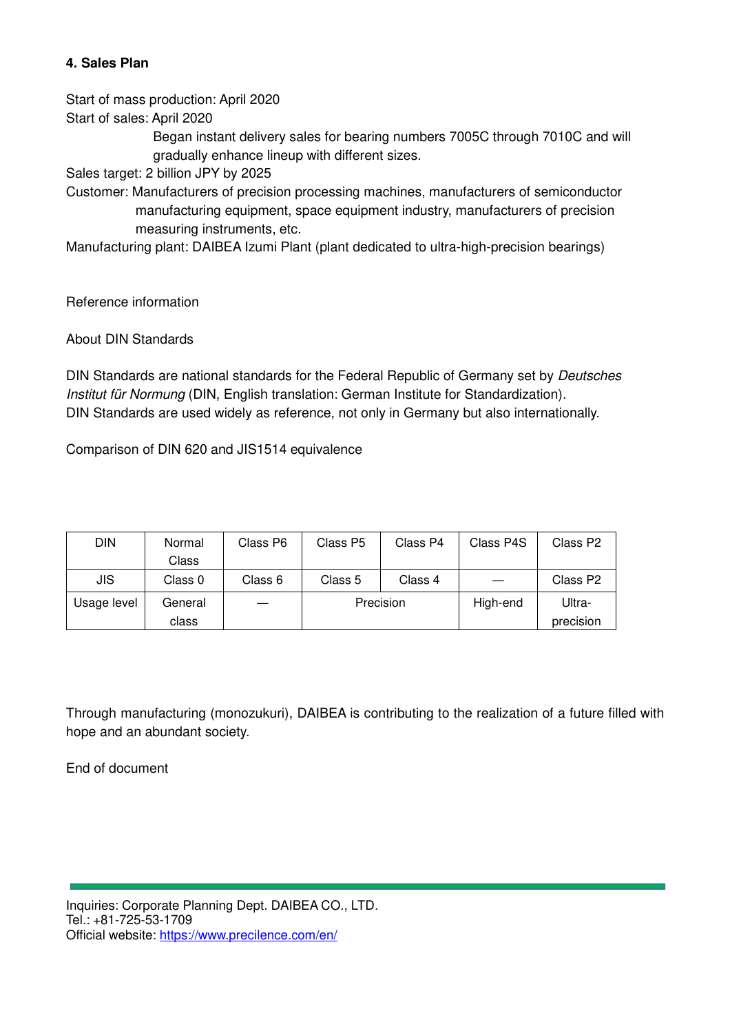### 4. Sales Plan

Start of mass production: April 2020

Start of sales: April 2020

Began instant delivery sales for bearing numbers 7005C through 7010C and will gradually enhance lineup with different sizes.

Sales target: 2 billion JPY by 2025

Customer: Manufacturers of precision processing machines, manufacturers of semiconductor manufacturing equipment, space equipment industry, manufacturers of precision measuring instruments, etc.

Manufacturing plant: DAIBEA Izumi Plant (plant dedicated to ultra-high-precision bearings)

Reference information

About DIN Standards

DIN Standards are national standards for the Federal Republic of Germany set by *Deutsches Institut für Normung* (DIN, English translation: German Institute for Standardization).
DIN Standards are used widely as reference, not only in Germany but also internationally.

Comparison of DIN 620 and JIS1514 equivalence

| DIN | Normal Class | Class P6 | Class P5 | Class P4 | Class P4S | Class P2 |
|---|---|---|---|---|---|---|
| JIS | Class 0 | Class 6 | Class 5 | Class 4 | — | Class P2 |
| Usage level | General class | — | Precision | | High-end | Ultra-precision |

Through manufacturing (monozukuri), DAIBEA is contributing to the realization of a future filled with hope and an abundant society.

End of document

Inquiries: Corporate Planning Dept. DAIBEA CO., LTD.
Tel.: +81-725-53-1709
Official website: https://www.precilence.com/en/